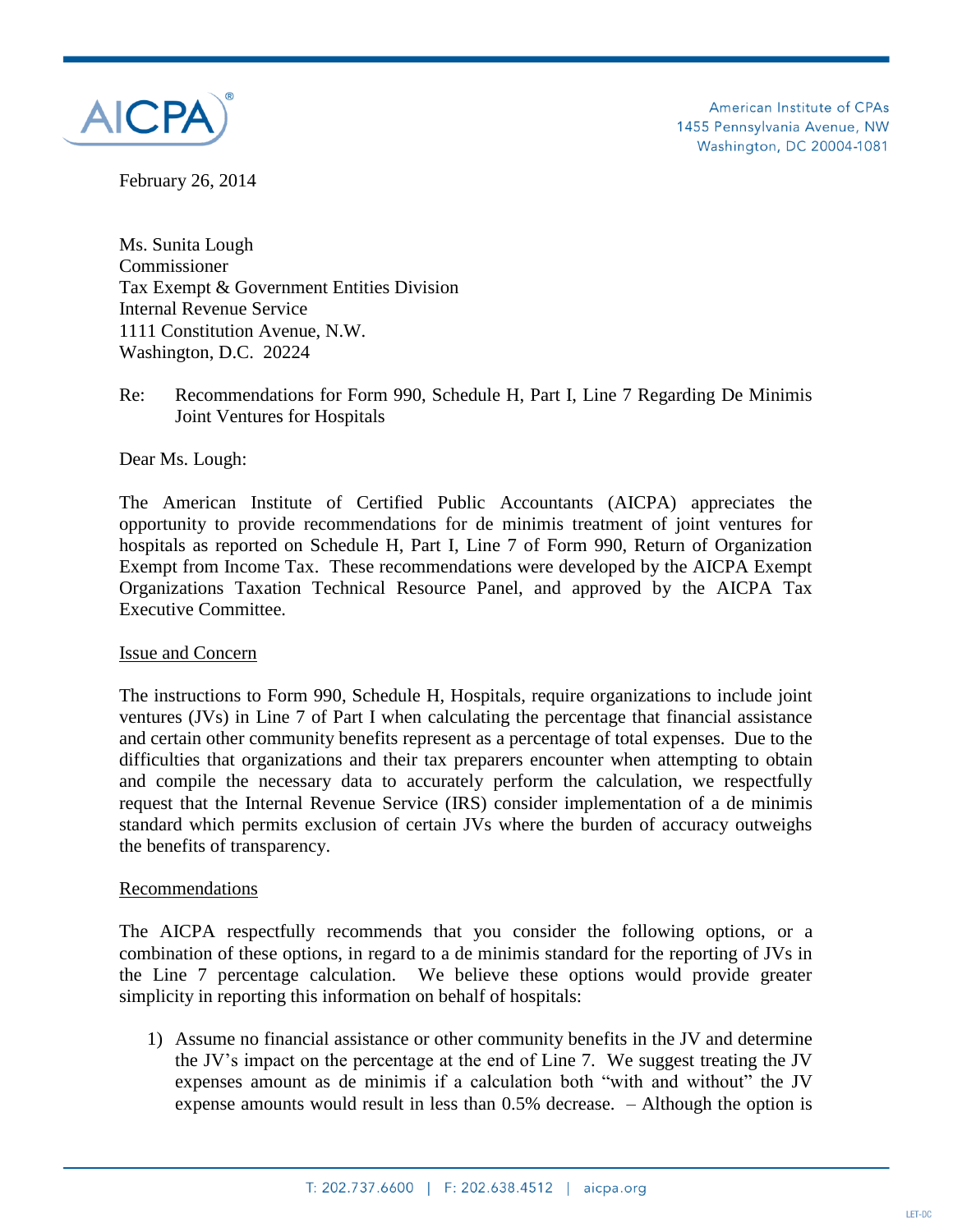AICPA

American Institute of CPAs
1455 Pennsylvania Avenue, NW
Washington, DC 20004-1081

February 26, 2014

Ms. Sunita Lough
Commissioner
Tax Exempt & Government Entities Division
Internal Revenue Service
1111 Constitution Avenue, N.W.
Washington, D.C. 20224

Re: Recommendations for Form 990, Schedule H, Part I, Line 7 Regarding De Minimis Joint Ventures for Hospitals

Dear Ms. Lough:

The American Institute of Certified Public Accountants (AICPA) appreciates the opportunity to provide recommendations for de minimis treatment of joint ventures for hospitals as reported on Schedule H, Part I, Line 7 of Form 990, Return of Organization Exempt from Income Tax. These recommendations were developed by the AICPA Exempt Organizations Taxation Technical Resource Panel, and approved by the AICPA Tax Executive Committee.

## Issue and Concern

The instructions to Form 990, Schedule H, Hospitals, require organizations to include joint ventures (JVs) in Line 7 of Part I when calculating the percentage that financial assistance and certain other community benefits represent as a percentage of total expenses. Due to the difficulties that organizations and their tax preparers encounter when attempting to obtain and compile the necessary data to accurately perform the calculation, we respectfully request that the Internal Revenue Service (IRS) consider implementation of a de minimis standard which permits exclusion of certain JVs where the burden of accuracy outweighs the benefits of transparency.

## Recommendations

The AICPA respectfully recommends that you consider the following options, or a combination of these options, in regard to a de minimis standard for the reporting of JVs in the Line 7 percentage calculation. We believe these options would provide greater simplicity in reporting this information on behalf of hospitals:

1) Assume no financial assistance or other community benefits in the JV and determine the JV's impact on the percentage at the end of Line 7. We suggest treating the JV expenses amount as de minimis if a calculation both "with and without" the JV expense amounts would result in less than 0.5% decrease. – Although the option is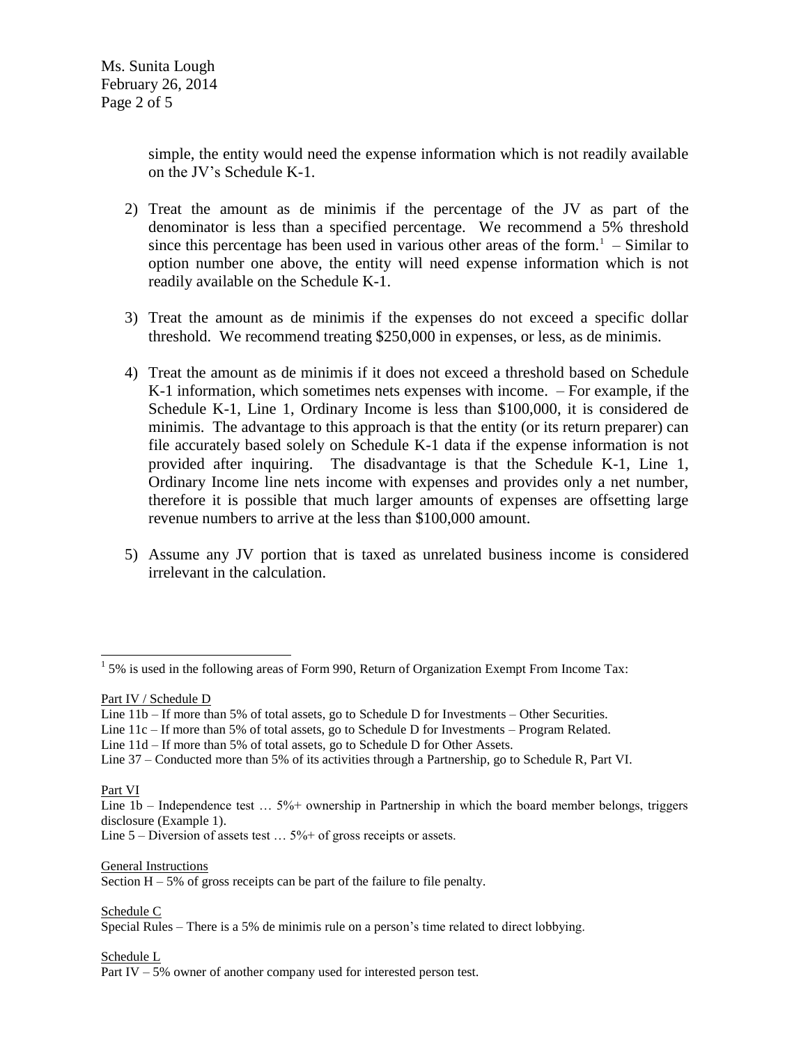simple, the entity would need the expense information which is not readily available on the JV's Schedule K-1.

2) Treat the amount as de minimis if the percentage of the JV as part of the denominator is less than a specified percentage. We recommend a 5% threshold since this percentage has been used in various other areas of the form.[1] – Similar to option number one above, the entity will need expense information which is not readily available on the Schedule K-1.

3) Treat the amount as de minimis if the expenses do not exceed a specific dollar threshold. We recommend treating $250,000 in expenses, or less, as de minimis.

4) Treat the amount as de minimis if it does not exceed a threshold based on Schedule K-1 information, which sometimes nets expenses with income. – For example, if the Schedule K-1, Line 1, Ordinary Income is less than $100,000, it is considered de minimis. The advantage to this approach is that the entity (or its return preparer) can file accurately based solely on Schedule K-1 data if the expense information is not provided after inquiring. The disadvantage is that the Schedule K-1, Line 1, Ordinary Income line nets income with expenses and provides only a net number, therefore it is possible that much larger amounts of expenses are offsetting large revenue numbers to arrive at the less than $100,000 amount.

5) Assume any JV portion that is taxed as unrelated business income is considered irrelevant in the calculation.

---

[1] 5% is used in the following areas of Form 990, Return of Organization Exempt From Income Tax:

<u>Part IV / Schedule D</u>

Line 11b – If more than 5% of total assets, go to Schedule D for Investments – Other Securities.
Line 11c – If more than 5% of total assets, go to Schedule D for Investments – Program Related.
Line 11d – If more than 5% of total assets, go to Schedule D for Other Assets.
Line 37 – Conducted more than 5% of its activities through a Partnership, go to Schedule R, Part VI.

<u>Part VI</u>

Line 1b – Independence test … 5%+ ownership in Partnership in which the board member belongs, triggers disclosure (Example 1).
Line 5 – Diversion of assets test … 5%+ of gross receipts or assets.

<u>General Instructions</u>

Section H – 5% of gross receipts can be part of the failure to file penalty.

<u>Schedule C</u>

Special Rules – There is a 5% de minimis rule on a person's time related to direct lobbying.

<u>Schedule L</u>

Part IV – 5% owner of another company used for interested person test.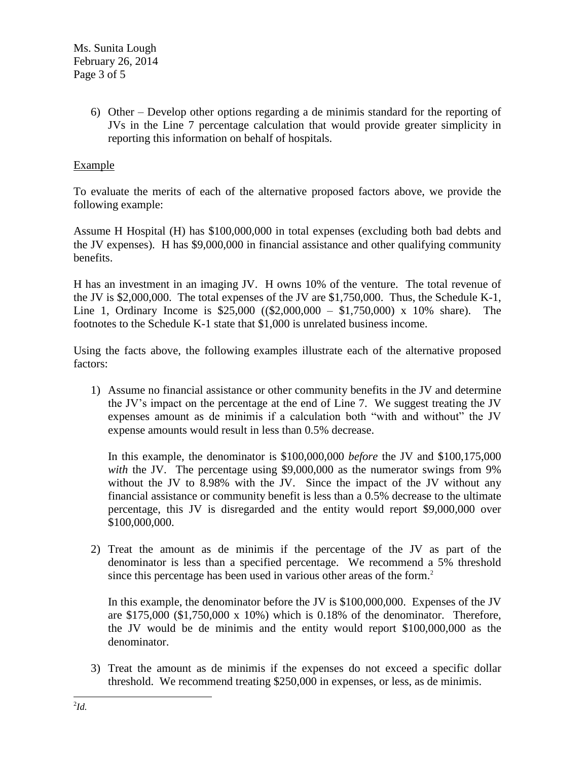6) Other – Develop other options regarding a de minimis standard for the reporting of JVs in the Line 7 percentage calculation that would provide greater simplicity in reporting this information on behalf of hospitals.

Example

To evaluate the merits of each of the alternative proposed factors above, we provide the following example:

Assume H Hospital (H) has $100,000,000 in total expenses (excluding both bad debts and the JV expenses). H has $9,000,000 in financial assistance and other qualifying community benefits.

H has an investment in an imaging JV. H owns 10% of the venture. The total revenue of the JV is $2,000,000. The total expenses of the JV are $1,750,000. Thus, the Schedule K-1, Line 1, Ordinary Income is $25,000 (($2,000,000 – $1,750,000) x 10% share). The footnotes to the Schedule K-1 state that $1,000 is unrelated business income.

Using the facts above, the following examples illustrate each of the alternative proposed factors:

1) Assume no financial assistance or other community benefits in the JV and determine the JV's impact on the percentage at the end of Line 7. We suggest treating the JV expenses amount as de minimis if a calculation both "with and without" the JV expense amounts would result in less than 0.5% decrease.

   In this example, the denominator is $100,000,000 *before* the JV and $100,175,000 *with* the JV. The percentage using $9,000,000 as the numerator swings from 9% without the JV to 8.98% with the JV. Since the impact of the JV without any financial assistance or community benefit is less than a 0.5% decrease to the ultimate percentage, this JV is disregarded and the entity would report $9,000,000 over $100,000,000.

2) Treat the amount as de minimis if the percentage of the JV as part of the denominator is less than a specified percentage. We recommend a 5% threshold since this percentage has been used in various other areas of the form.[2]

   In this example, the denominator before the JV is $100,000,000. Expenses of the JV are $175,000 ($1,750,000 x 10%) which is 0.18% of the denominator. Therefore, the JV would be de minimis and the entity would report $100,000,000 as the denominator.

3) Treat the amount as de minimis if the expenses do not exceed a specific dollar threshold. We recommend treating $250,000 in expenses, or less, as de minimis.

[2] *Id.*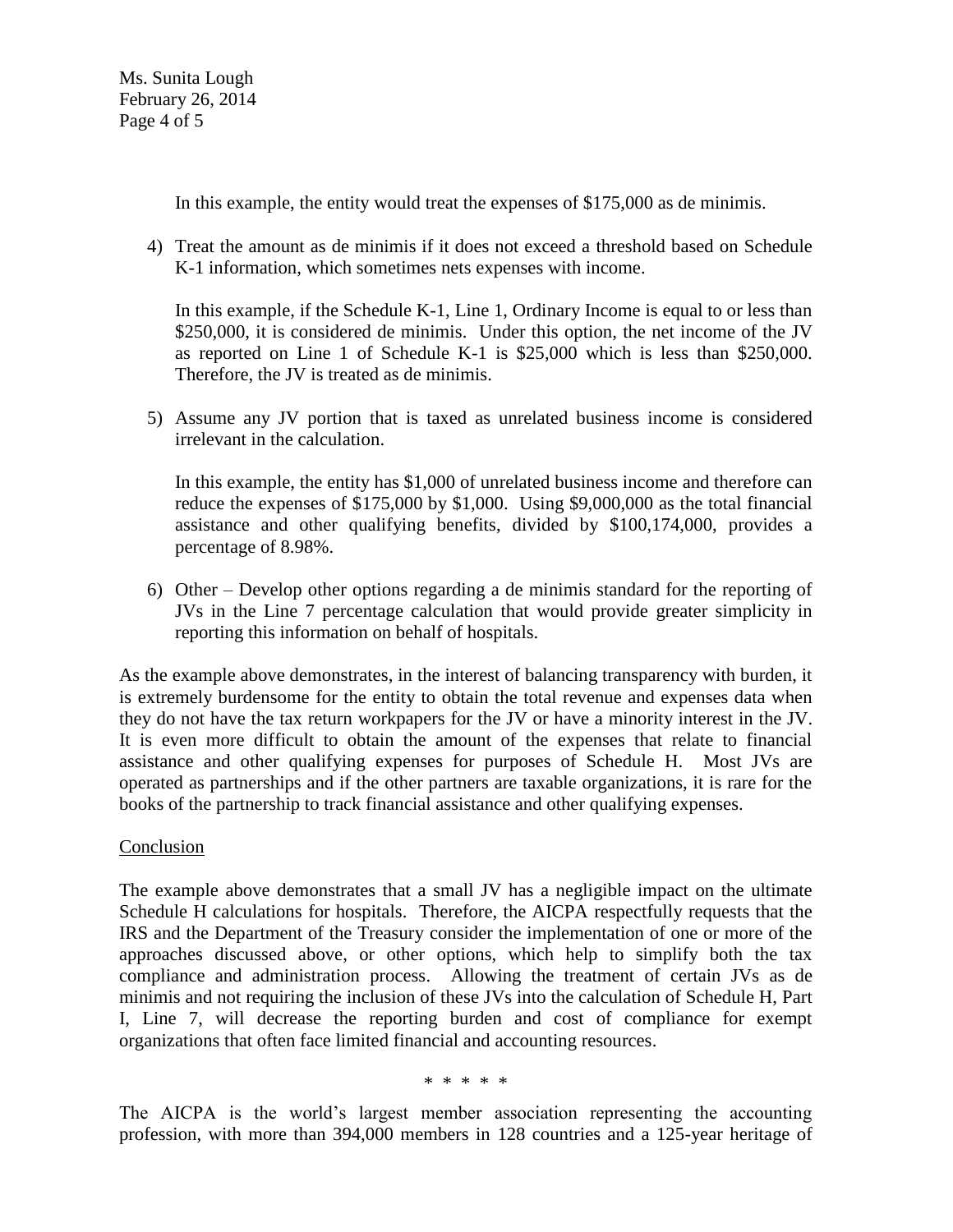In this example, the entity would treat the expenses of $175,000 as de minimis.

4) Treat the amount as de minimis if it does not exceed a threshold based on Schedule K-1 information, which sometimes nets expenses with income.

   In this example, if the Schedule K-1, Line 1, Ordinary Income is equal to or less than $250,000, it is considered de minimis. Under this option, the net income of the JV as reported on Line 1 of Schedule K-1 is $25,000 which is less than $250,000. Therefore, the JV is treated as de minimis.

5) Assume any JV portion that is taxed as unrelated business income is considered irrelevant in the calculation.

   In this example, the entity has $1,000 of unrelated business income and therefore can reduce the expenses of $175,000 by $1,000. Using $9,000,000 as the total financial assistance and other qualifying benefits, divided by $100,174,000, provides a percentage of 8.98%.

6) Other – Develop other options regarding a de minimis standard for the reporting of JVs in the Line 7 percentage calculation that would provide greater simplicity in reporting this information on behalf of hospitals.

As the example above demonstrates, in the interest of balancing transparency with burden, it is extremely burdensome for the entity to obtain the total revenue and expenses data when they do not have the tax return workpapers for the JV or have a minority interest in the JV. It is even more difficult to obtain the amount of the expenses that relate to financial assistance and other qualifying expenses for purposes of Schedule H. Most JVs are operated as partnerships and if the other partners are taxable organizations, it is rare for the books of the partnership to track financial assistance and other qualifying expenses.

## Conclusion

The example above demonstrates that a small JV has a negligible impact on the ultimate Schedule H calculations for hospitals. Therefore, the AICPA respectfully requests that the IRS and the Department of the Treasury consider the implementation of one or more of the approaches discussed above, or other options, which help to simplify both the tax compliance and administration process. Allowing the treatment of certain JVs as de minimis and not requiring the inclusion of these JVs into the calculation of Schedule H, Part I, Line 7, will decrease the reporting burden and cost of compliance for exempt organizations that often face limited financial and accounting resources.

\* \* \* \* \*

The AICPA is the world's largest member association representing the accounting profession, with more than 394,000 members in 128 countries and a 125-year heritage of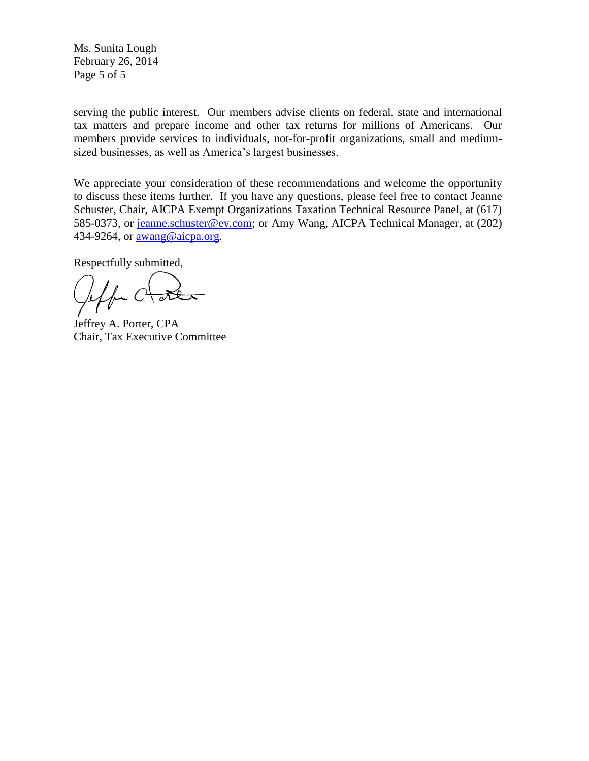serving the public interest. Our members advise clients on federal, state and international tax matters and prepare income and other tax returns for millions of Americans. Our members provide services to individuals, not-for-profit organizations, small and medium-sized businesses, as well as America's largest businesses.

We appreciate your consideration of these recommendations and welcome the opportunity to discuss these items further. If you have any questions, please feel free to contact Jeanne Schuster, Chair, AICPA Exempt Organizations Taxation Technical Resource Panel, at (617) 585-0373, or jeanne.schuster@ey.com; or Amy Wang, AICPA Technical Manager, at (202) 434-9264, or awang@aicpa.org.

Respectfully submitted,

Jeffrey A. Porter, CPA
Chair, Tax Executive Committee